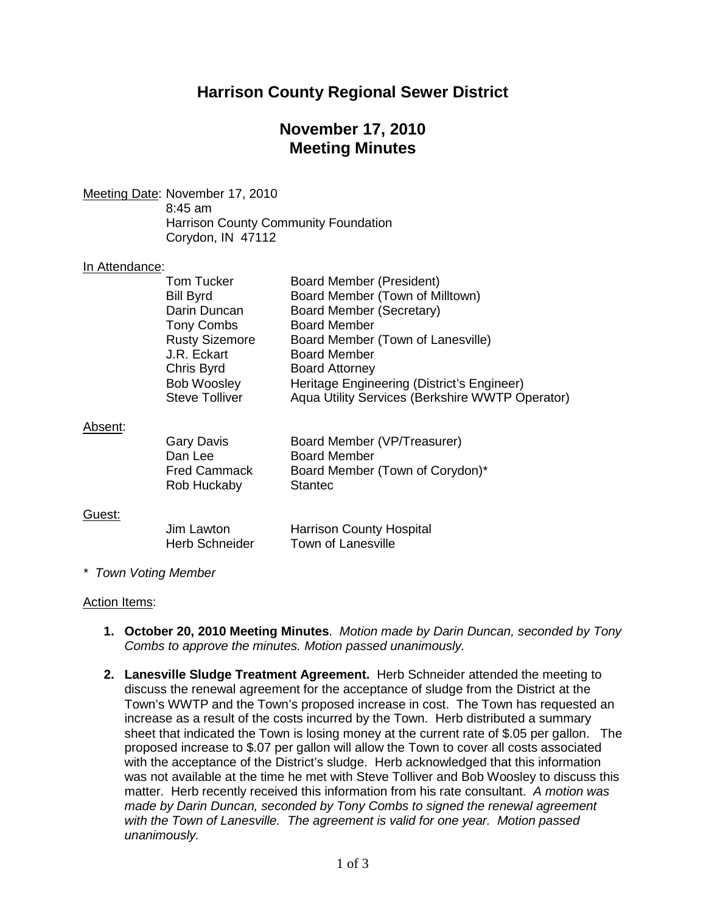# Harrison County Regional Sewer District

## November 17, 2010
## Meeting Minutes

Meeting Date: November 17, 2010
8:45 am
Harrison County Community Foundation
Corydon, IN 47112

In Attendance:

| | |
|---|---|
| Tom Tucker | Board Member (President) |
| Bill Byrd | Board Member (Town of Milltown) |
| Darin Duncan | Board Member (Secretary) |
| Tony Combs | Board Member |
| Rusty Sizemore | Board Member (Town of Lanesville) |
| J.R. Eckart | Board Member |
| Chris Byrd | Board Attorney |
| Bob Woosley | Heritage Engineering (District's Engineer) |
| Steve Tolliver | Aqua Utility Services (Berkshire WWTP Operator) |

Absent:

| | |
|---|---|
| Gary Davis | Board Member (VP/Treasurer) |
| Dan Lee | Board Member |
| Fred Cammack | Board Member (Town of Corydon)* |
| Rob Huckaby | Stantec |

Guest:

| | |
|---|---|
| Jim Lawton | Harrison County Hospital |
| Herb Schneider | Town of Lanesville |

\* *Town Voting Member*

Action Items:

1. **October 20, 2010 Meeting Minutes**. *Motion made by Darin Duncan, seconded by Tony Combs to approve the minutes. Motion passed unanimously.*

2. **Lanesville Sludge Treatment Agreement.** Herb Schneider attended the meeting to discuss the renewal agreement for the acceptance of sludge from the District at the Town's WWTP and the Town's proposed increase in cost. The Town has requested an increase as a result of the costs incurred by the Town. Herb distributed a summary sheet that indicated the Town is losing money at the current rate of $.05 per gallon. The proposed increase to $.07 per gallon will allow the Town to cover all costs associated with the acceptance of the District's sludge. Herb acknowledged that this information was not available at the time he met with Steve Tolliver and Bob Woosley to discuss this matter. Herb recently received this information from his rate consultant. *A motion was made by Darin Duncan, seconded by Tony Combs to signed the renewal agreement with the Town of Lanesville. The agreement is valid for one year. Motion passed unanimously.*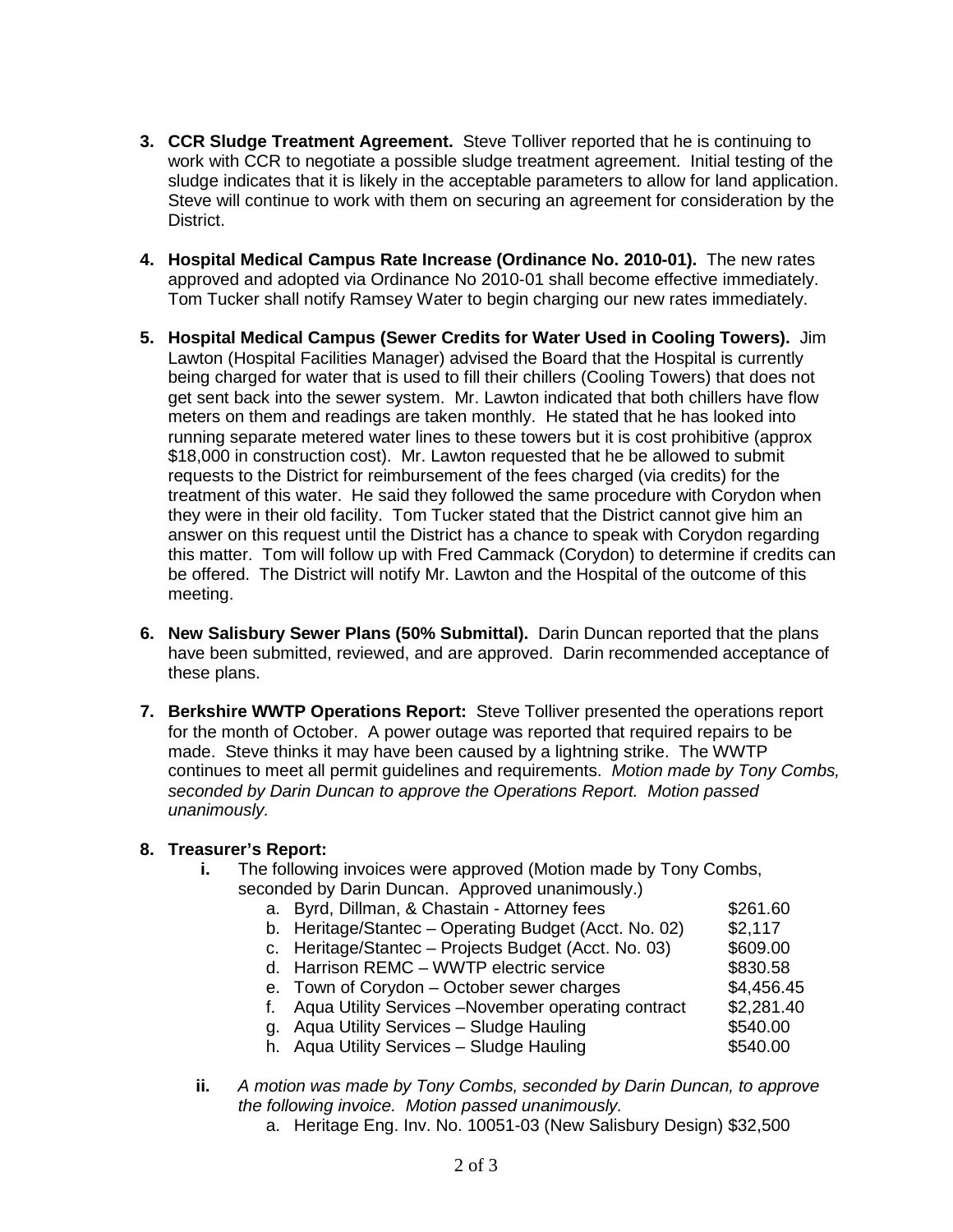3. **CCR Sludge Treatment Agreement.** Steve Tolliver reported that he is continuing to work with CCR to negotiate a possible sludge treatment agreement. Initial testing of the sludge indicates that it is likely in the acceptable parameters to allow for land application. Steve will continue to work with them on securing an agreement for consideration by the District.

4. **Hospital Medical Campus Rate Increase (Ordinance No. 2010-01).** The new rates approved and adopted via Ordinance No 2010-01 shall become effective immediately. Tom Tucker shall notify Ramsey Water to begin charging our new rates immediately.

5. **Hospital Medical Campus (Sewer Credits for Water Used in Cooling Towers).** Jim Lawton (Hospital Facilities Manager) advised the Board that the Hospital is currently being charged for water that is used to fill their chillers (Cooling Towers) that does not get sent back into the sewer system. Mr. Lawton indicated that both chillers have flow meters on them and readings are taken monthly. He stated that he has looked into running separate metered water lines to these towers but it is cost prohibitive (approx $18,000 in construction cost). Mr. Lawton requested that he be allowed to submit requests to the District for reimbursement of the fees charged (via credits) for the treatment of this water. He said they followed the same procedure with Corydon when they were in their old facility. Tom Tucker stated that the District cannot give him an answer on this request until the District has a chance to speak with Corydon regarding this matter. Tom will follow up with Fred Cammack (Corydon) to determine if credits can be offered. The District will notify Mr. Lawton and the Hospital of the outcome of this meeting.

6. **New Salisbury Sewer Plans (50% Submittal).** Darin Duncan reported that the plans have been submitted, reviewed, and are approved. Darin recommended acceptance of these plans.

7. **Berkshire WWTP Operations Report:** Steve Tolliver presented the operations report for the month of October. A power outage was reported that required repairs to be made. Steve thinks it may have been caused by a lightning strike. The WWTP continues to meet all permit guidelines and requirements. *Motion made by Tony Combs, seconded by Darin Duncan to approve the Operations Report. Motion passed unanimously.*

8. **Treasurer's Report:**
   - **i.** The following invoices were approved (Motion made by Tony Combs, seconded by Darin Duncan. Approved unanimously.)
     - a. Byrd, Dillman, & Chastain - Attorney fees $261.60
     - b. Heritage/Stantec – Operating Budget (Acct. No. 02) $2,117
     - c. Heritage/Stantec – Projects Budget (Acct. No. 03) $609.00
     - d. Harrison REMC – WWTP electric service $830.58
     - e. Town of Corydon – October sewer charges $4,456.45
     - f. Aqua Utility Services –November operating contract $2,281.40
     - g. Aqua Utility Services – Sludge Hauling $540.00
     - h. Aqua Utility Services – Sludge Hauling $540.00
   - **ii.** *A motion was made by Tony Combs, seconded by Darin Duncan, to approve the following invoice. Motion passed unanimously.*
     - a. Heritage Eng. Inv. No. 10051-03 (New Salisbury Design) $32,500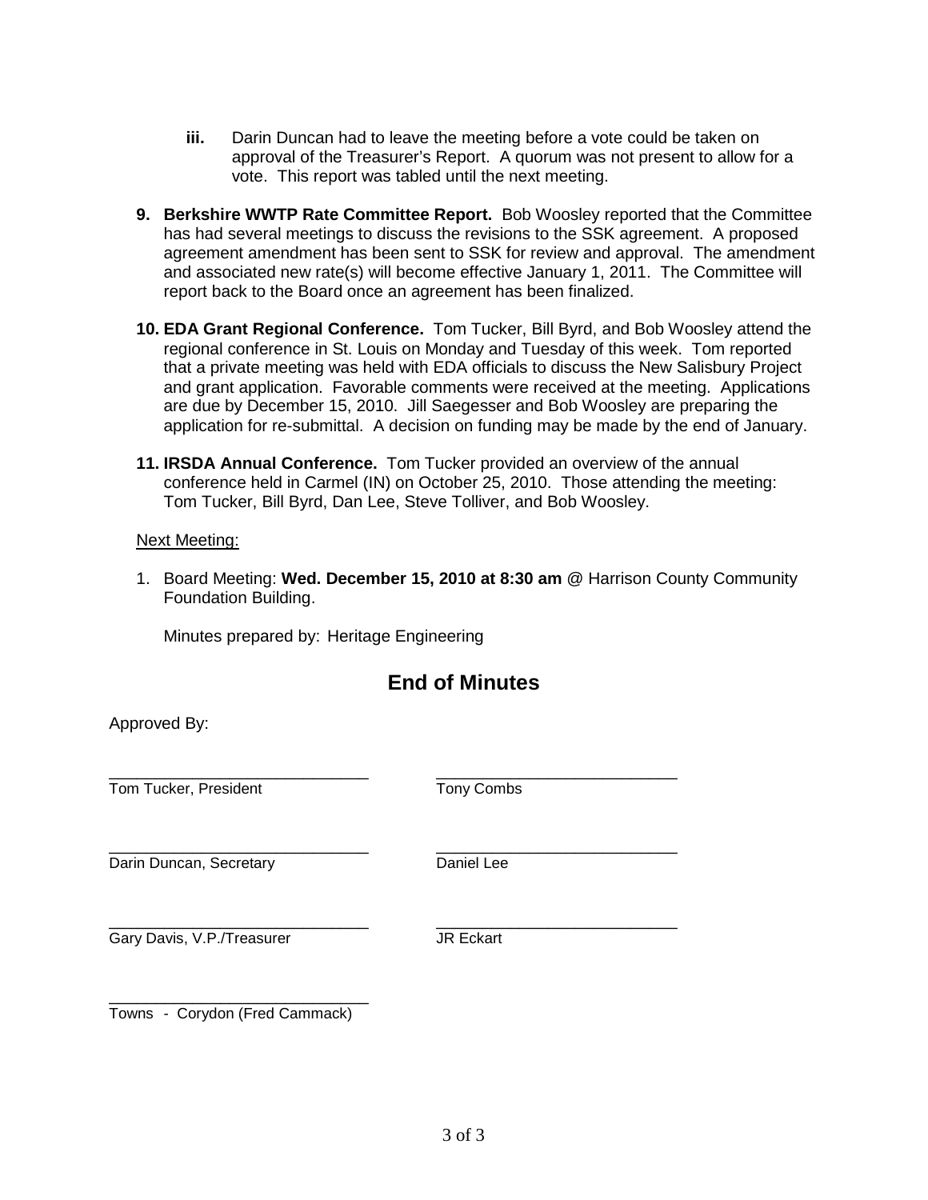iii. Darin Duncan had to leave the meeting before a vote could be taken on approval of the Treasurer's Report. A quorum was not present to allow for a vote. This report was tabled until the next meeting.

9. **Berkshire WWTP Rate Committee Report.** Bob Woosley reported that the Committee has had several meetings to discuss the revisions to the SSK agreement. A proposed agreement amendment has been sent to SSK for review and approval. The amendment and associated new rate(s) will become effective January 1, 2011. The Committee will report back to the Board once an agreement has been finalized.

10. **EDA Grant Regional Conference.** Tom Tucker, Bill Byrd, and Bob Woosley attend the regional conference in St. Louis on Monday and Tuesday of this week. Tom reported that a private meeting was held with EDA officials to discuss the New Salisbury Project and grant application. Favorable comments were received at the meeting. Applications are due by December 15, 2010. Jill Saegesser and Bob Woosley are preparing the application for re-submittal. A decision on funding may be made by the end of January.

11. **IRSDA Annual Conference.** Tom Tucker provided an overview of the annual conference held in Carmel (IN) on October 25, 2010. Those attending the meeting: Tom Tucker, Bill Byrd, Dan Lee, Steve Tolliver, and Bob Woosley.

Next Meeting:

1. Board Meeting: **Wed. December 15, 2010 at 8:30 am** @ Harrison County Community Foundation Building.

   Minutes prepared by: Heritage Engineering

## End of Minutes

Approved By:

| | |
|---|---|
| ______________________________ Tom Tucker, President | ______________________________ Tony Combs |
| ______________________________ Darin Duncan, Secretary | ______________________________ Daniel Lee |
| ______________________________ Gary Davis, V.P./Treasurer | ______________________________ JR Eckart |
| ______________________________ Towns - Corydon (Fred Cammack) | |